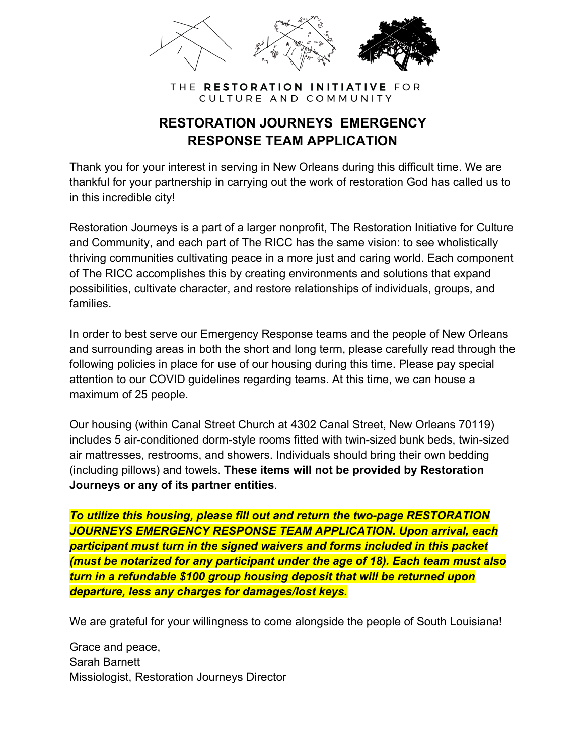THE **RESTORATION INITIATIVE** FOR
CULTURE AND COMMUNITY

# RESTORATION JOURNEYS EMERGENCY RESPONSE TEAM APPLICATION

Thank you for your interest in serving in New Orleans during this difficult time. We are thankful for your partnership in carrying out the work of restoration God has called us to in this incredible city!

Restoration Journeys is a part of a larger nonprofit, The Restoration Initiative for Culture and Community, and each part of The RICC has the same vision: to see wholistically thriving communities cultivating peace in a more just and caring world. Each component of The RICC accomplishes this by creating environments and solutions that expand possibilities, cultivate character, and restore relationships of individuals, groups, and families.

In order to best serve our Emergency Response teams and the people of New Orleans and surrounding areas in both the short and long term, please carefully read through the following policies in place for use of our housing during this time. Please pay special attention to our COVID guidelines regarding teams. At this time, we can house a maximum of 25 people.

Our housing (within Canal Street Church at 4302 Canal Street, New Orleans 70119) includes 5 air-conditioned dorm-style rooms fitted with twin-sized bunk beds, twin-sized air mattresses, restrooms, and showers. Individuals should bring their own bedding (including pillows) and towels. **These items will not be provided by Restoration Journeys or any of its partner entities**.

***To utilize this housing, please fill out and return the two-page RESTORATION JOURNEYS EMERGENCY RESPONSE TEAM APPLICATION. Upon arrival, each participant must turn in the signed waivers and forms included in this packet (must be notarized for any participant under the age of 18). Each team must also turn in a refundable $100 group housing deposit that will be returned upon departure, less any charges for damages/lost keys.***

We are grateful for your willingness to come alongside the people of South Louisiana!

Grace and peace,
Sarah Barnett
Missiologist, Restoration Journeys Director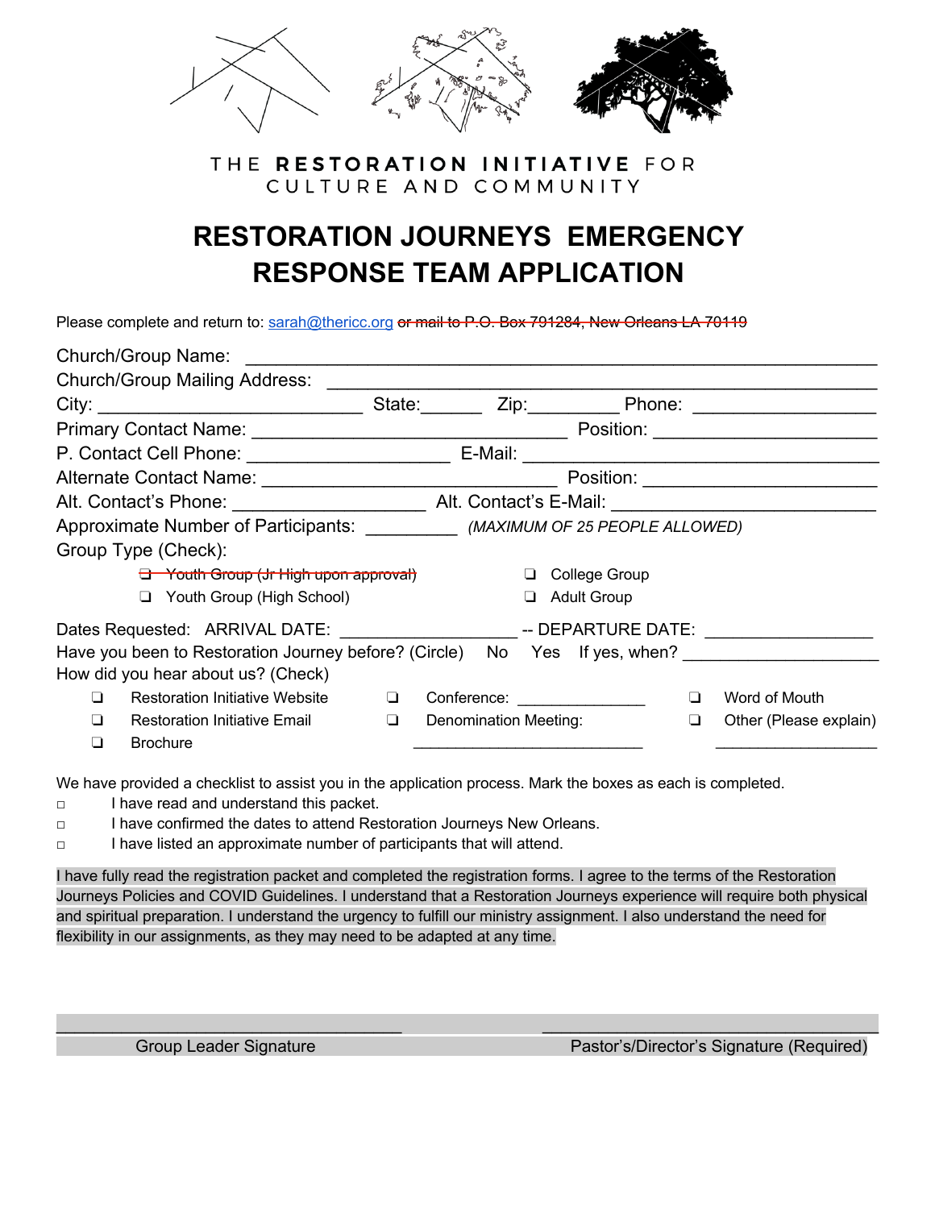THE **RESTORATION INITIATIVE** FOR
CULTURE AND COMMUNITY

# RESTORATION JOURNEYS EMERGENCY RESPONSE TEAM APPLICATION

Please complete and return to: sarah@thericc.org ~~or mail to P.O. Box 791284, New Orleans LA 70119~~

Church/Group Name: ___________________________________________________________

Church/Group Mailing Address: ____________________________________________________

City: _________________________ State:______ Zip:_________ Phone: __________________

Primary Contact Name: ______________________________ Position: _____________________

P. Contact Cell Phone: ___________________ E-Mail: __________________________________

Alternate Contact Name: _____________________________ Position: ______________________

Alt. Contact's Phone: ___________________ Alt. Contact's E-Mail: ________________________

Approximate Number of Participants: _________ *(MAXIMUM OF 25 PEOPLE ALLOWED)*

Group Type (Check):

- ~~❑ Youth Group (Jr High upon approval)~~
- ❑ Youth Group (High School)
- ❑ College Group
- ❑ Adult Group

Dates Requested: ARRIVAL DATE: _________________ -- DEPARTURE DATE: _________________

Have you been to Restoration Journey before? (Circle) No Yes If yes, when? ____________________

How did you hear about us? (Check)

- ❑ Restoration Initiative Website
- ❑ Restoration Initiative Email
- ❑ Brochure
- ❑ Conference: _______________
- ❑ Denomination Meeting: ___________________________
- ❑ Word of Mouth
- ❑ Other (Please explain) ___________________

We have provided a checklist to assist you in the application process. Mark the boxes as each is completed.

- □ I have read and understand this packet.
- □ I have confirmed the dates to attend Restoration Journeys New Orleans.
- □ I have listed an approximate number of participants that will attend.

I have fully read the registration packet and completed the registration forms. I agree to the terms of the Restoration Journeys Policies and COVID Guidelines. I understand that a Restoration Journeys experience will require both physical and spiritual preparation. I understand the urgency to fulfill our ministry assignment. I also understand the need for flexibility in our assignments, as they may need to be adapted at any time.

_________________________________ _________________________________

Group Leader Signature Pastor's/Director's Signature (Required)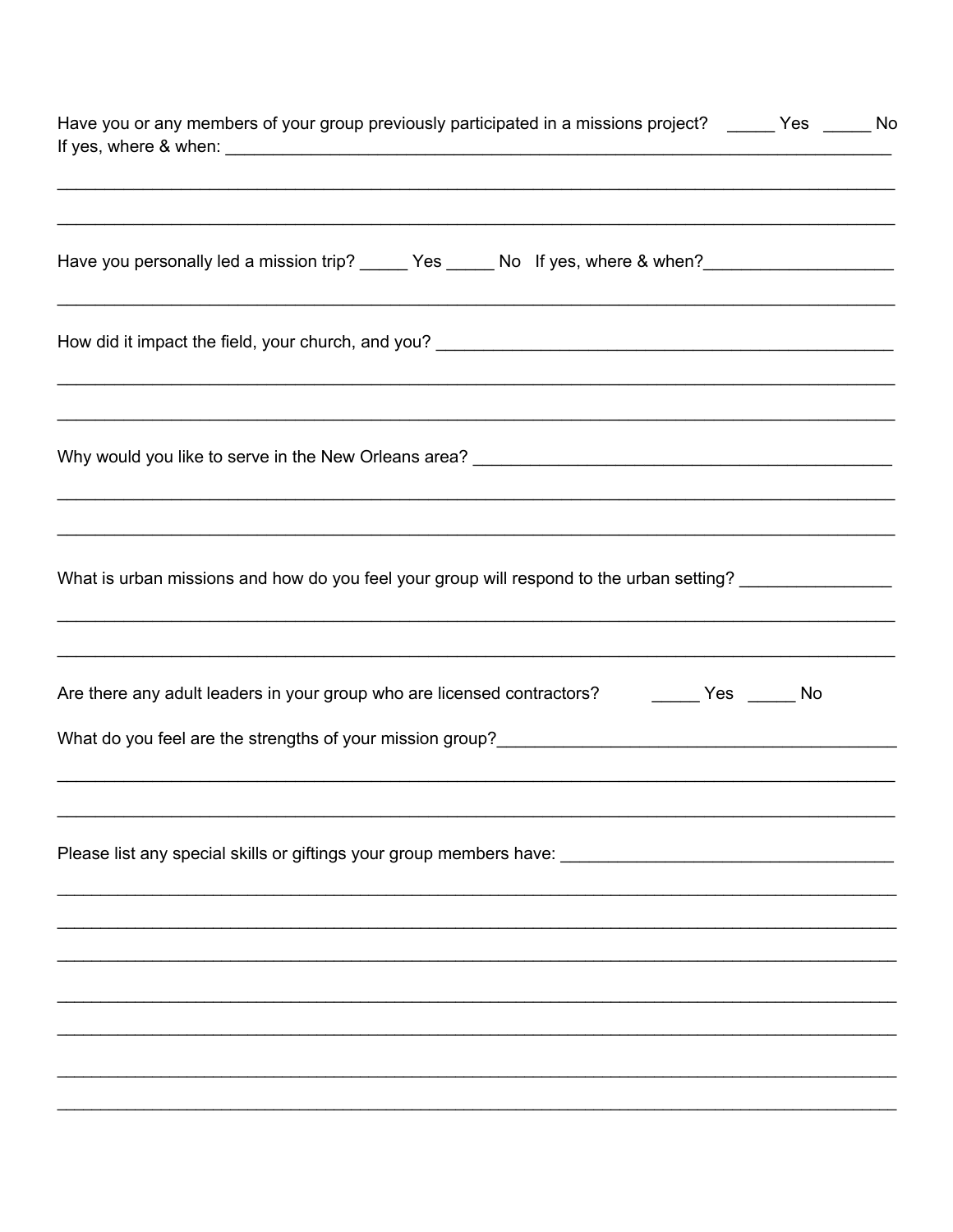Have you or any members of your group previously participated in a missions project? _____ Yes _____ No
If yes, where & when: ___________________________________________________________________________

_____________________________________________________________________________________________

_____________________________________________________________________________________________

Have you personally led a mission trip? _____ Yes _____ No If yes, where & when?____________________

_____________________________________________________________________________________________

How did it impact the field, your church, and you? __________________________________________________

_____________________________________________________________________________________________

_____________________________________________________________________________________________

Why would you like to serve in the New Orleans area? ______________________________________________

_____________________________________________________________________________________________

_____________________________________________________________________________________________

What is urban missions and how do you feel your group will respond to the urban setting? ________________

_____________________________________________________________________________________________

_____________________________________________________________________________________________

Are there any adult leaders in your group who are licensed contractors? _____ Yes _____ No

What do you feel are the strengths of your mission group?___________________________________________

_____________________________________________________________________________________________

_____________________________________________________________________________________________

Please list any special skills or giftings your group members have: ____________________________________

_____________________________________________________________________________________________

_____________________________________________________________________________________________

_____________________________________________________________________________________________

_____________________________________________________________________________________________

_____________________________________________________________________________________________

_____________________________________________________________________________________________

_____________________________________________________________________________________________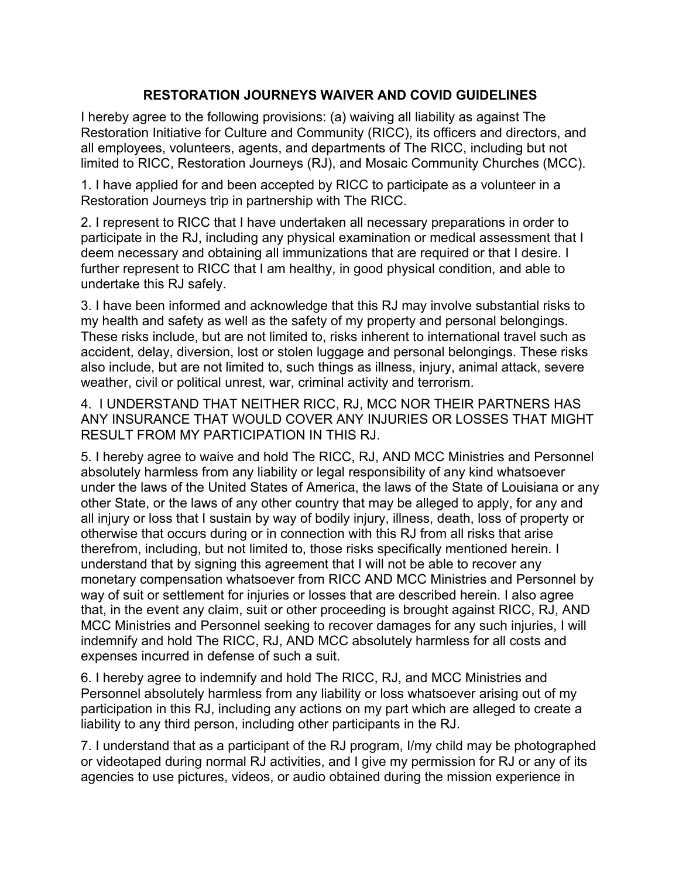## RESTORATION JOURNEYS WAIVER AND COVID GUIDELINES

I hereby agree to the following provisions: (a) waiving all liability as against The Restoration Initiative for Culture and Community (RICC), its officers and directors, and all employees, volunteers, agents, and departments of The RICC, including but not limited to RICC, Restoration Journeys (RJ), and Mosaic Community Churches (MCC).

1. I have applied for and been accepted by RICC to participate as a volunteer in a Restoration Journeys trip in partnership with The RICC.

2. I represent to RICC that I have undertaken all necessary preparations in order to participate in the RJ, including any physical examination or medical assessment that I deem necessary and obtaining all immunizations that are required or that I desire. I further represent to RICC that I am healthy, in good physical condition, and able to undertake this RJ safely.

3. I have been informed and acknowledge that this RJ may involve substantial risks to my health and safety as well as the safety of my property and personal belongings. These risks include, but are not limited to, risks inherent to international travel such as accident, delay, diversion, lost or stolen luggage and personal belongings. These risks also include, but are not limited to, such things as illness, injury, animal attack, severe weather, civil or political unrest, war, criminal activity and terrorism.

4. I UNDERSTAND THAT NEITHER RICC, RJ, MCC NOR THEIR PARTNERS HAS ANY INSURANCE THAT WOULD COVER ANY INJURIES OR LOSSES THAT MIGHT RESULT FROM MY PARTICIPATION IN THIS RJ.

5. I hereby agree to waive and hold The RICC, RJ, AND MCC Ministries and Personnel absolutely harmless from any liability or legal responsibility of any kind whatsoever under the laws of the United States of America, the laws of the State of Louisiana or any other State, or the laws of any other country that may be alleged to apply, for any and all injury or loss that I sustain by way of bodily injury, illness, death, loss of property or otherwise that occurs during or in connection with this RJ from all risks that arise therefrom, including, but not limited to, those risks specifically mentioned herein. I understand that by signing this agreement that I will not be able to recover any monetary compensation whatsoever from RICC AND MCC Ministries and Personnel by way of suit or settlement for injuries or losses that are described herein. I also agree that, in the event any claim, suit or other proceeding is brought against RICC, RJ, AND MCC Ministries and Personnel seeking to recover damages for any such injuries, I will indemnify and hold The RICC, RJ, AND MCC absolutely harmless for all costs and expenses incurred in defense of such a suit.

6. I hereby agree to indemnify and hold The RICC, RJ, and MCC Ministries and Personnel absolutely harmless from any liability or loss whatsoever arising out of my participation in this RJ, including any actions on my part which are alleged to create a liability to any third person, including other participants in the RJ.

7. I understand that as a participant of the RJ program, I/my child may be photographed or videotaped during normal RJ activities, and I give my permission for RJ or any of its agencies to use pictures, videos, or audio obtained during the mission experience in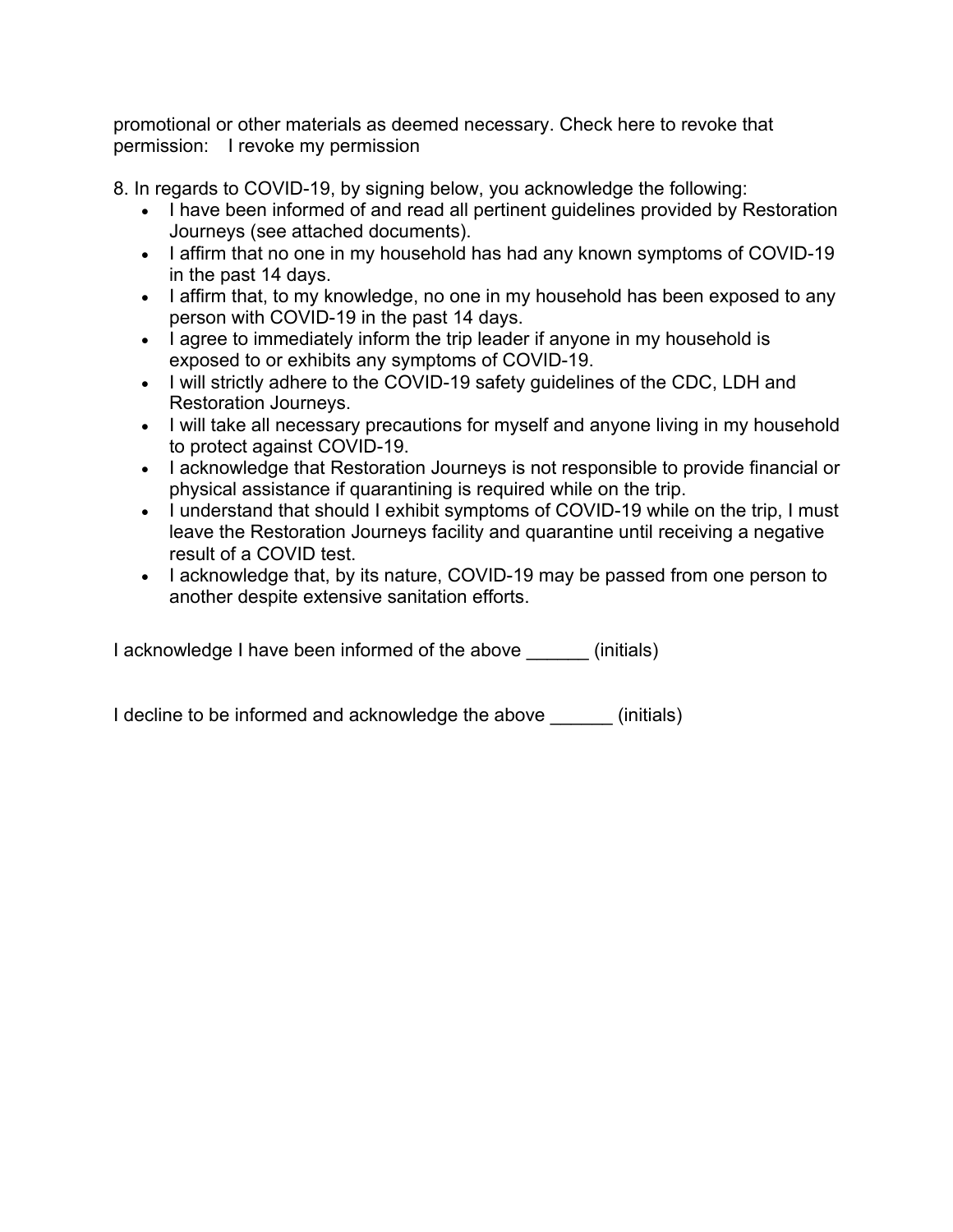promotional or other materials as deemed necessary. Check here to revoke that permission: I revoke my permission

8. In regards to COVID-19, by signing below, you acknowledge the following:

- I have been informed of and read all pertinent guidelines provided by Restoration Journeys (see attached documents).
- I affirm that no one in my household has had any known symptoms of COVID-19 in the past 14 days.
- I affirm that, to my knowledge, no one in my household has been exposed to any person with COVID-19 in the past 14 days.
- I agree to immediately inform the trip leader if anyone in my household is exposed to or exhibits any symptoms of COVID-19.
- I will strictly adhere to the COVID-19 safety guidelines of the CDC, LDH and Restoration Journeys.
- I will take all necessary precautions for myself and anyone living in my household to protect against COVID-19.
- I acknowledge that Restoration Journeys is not responsible to provide financial or physical assistance if quarantining is required while on the trip.
- I understand that should I exhibit symptoms of COVID-19 while on the trip, I must leave the Restoration Journeys facility and quarantine until receiving a negative result of a COVID test.
- I acknowledge that, by its nature, COVID-19 may be passed from one person to another despite extensive sanitation efforts.

I acknowledge I have been informed of the above ______ (initials)

I decline to be informed and acknowledge the above ______ (initials)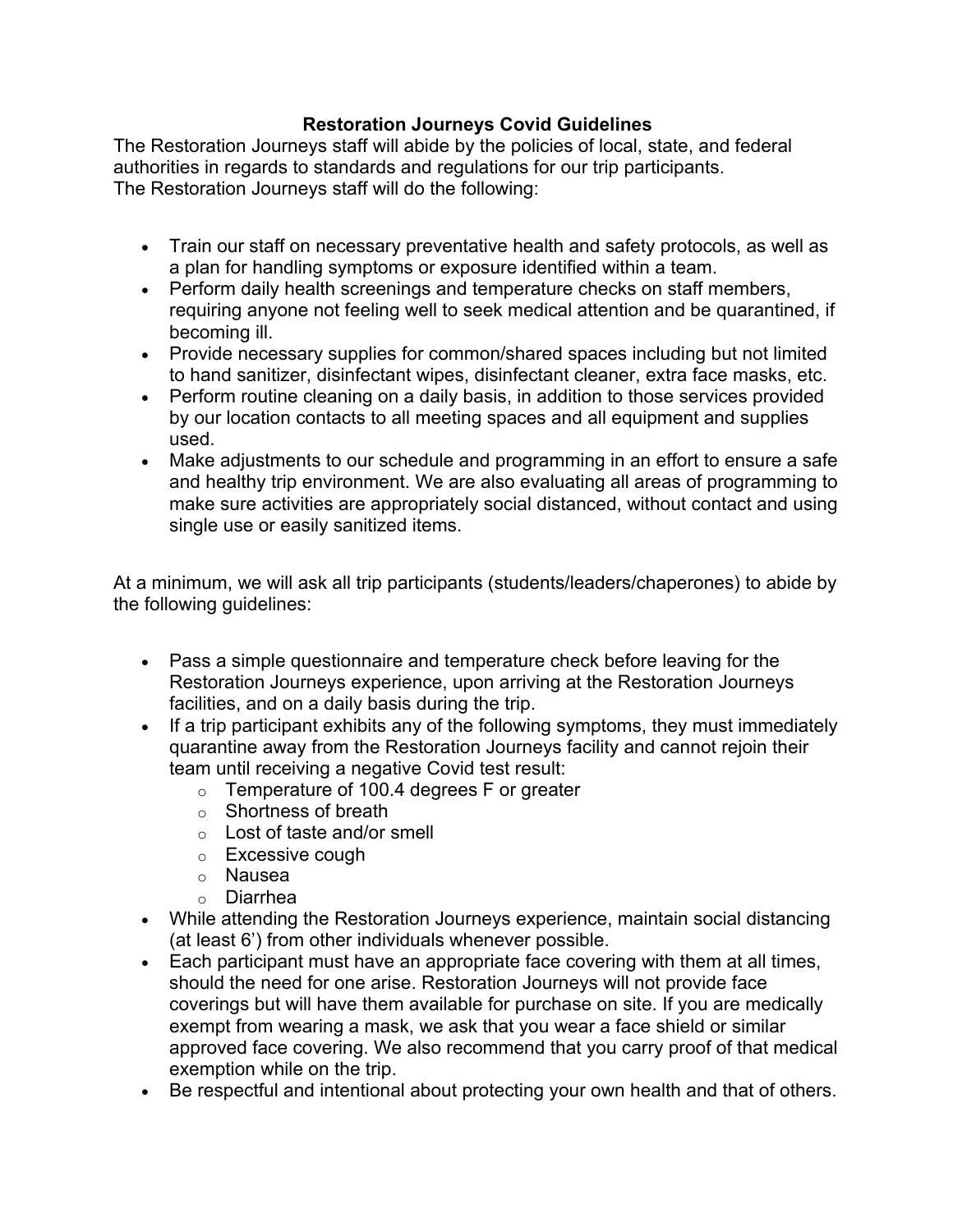# Restoration Journeys Covid Guidelines

The Restoration Journeys staff will abide by the policies of local, state, and federal authorities in regards to standards and regulations for our trip participants.
The Restoration Journeys staff will do the following:

- Train our staff on necessary preventative health and safety protocols, as well as a plan for handling symptoms or exposure identified within a team.
- Perform daily health screenings and temperature checks on staff members, requiring anyone not feeling well to seek medical attention and be quarantined, if becoming ill.
- Provide necessary supplies for common/shared spaces including but not limited to hand sanitizer, disinfectant wipes, disinfectant cleaner, extra face masks, etc.
- Perform routine cleaning on a daily basis, in addition to those services provided by our location contacts to all meeting spaces and all equipment and supplies used.
- Make adjustments to our schedule and programming in an effort to ensure a safe and healthy trip environment. We are also evaluating all areas of programming to make sure activities are appropriately social distanced, without contact and using single use or easily sanitized items.

At a minimum, we will ask all trip participants (students/leaders/chaperones) to abide by the following guidelines:

- Pass a simple questionnaire and temperature check before leaving for the Restoration Journeys experience, upon arriving at the Restoration Journeys facilities, and on a daily basis during the trip.
- If a trip participant exhibits any of the following symptoms, they must immediately quarantine away from the Restoration Journeys facility and cannot rejoin their team until receiving a negative Covid test result:
  - Temperature of 100.4 degrees F or greater
  - Shortness of breath
  - Lost of taste and/or smell
  - Excessive cough
  - Nausea
  - Diarrhea
- While attending the Restoration Journeys experience, maintain social distancing (at least 6') from other individuals whenever possible.
- Each participant must have an appropriate face covering with them at all times, should the need for one arise. Restoration Journeys will not provide face coverings but will have them available for purchase on site. If you are medically exempt from wearing a mask, we ask that you wear a face shield or similar approved face covering. We also recommend that you carry proof of that medical exemption while on the trip.
- Be respectful and intentional about protecting your own health and that of others.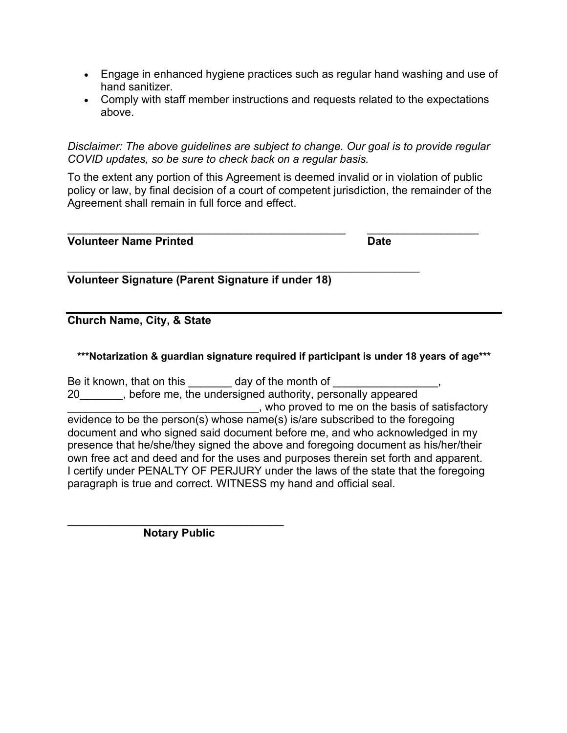- Engage in enhanced hygiene practices such as regular hand washing and use of hand sanitizer.
- Comply with staff member instructions and requests related to the expectations above.

*Disclaimer: The above guidelines are subject to change. Our goal is to provide regular COVID updates, so be sure to check back on a regular basis.*

To the extent any portion of this Agreement is deemed invalid or in violation of public policy or law, by final decision of a court of competent jurisdiction, the remainder of the Agreement shall remain in full force and effect.

_______________________________________________ ___________________
**Volunteer Name Printed** **Date**

____________________________________________________________
**Volunteer Signature (Parent Signature if under 18)**

__________________________________________________________________________
**Church Name, City, & State**

**\*\*\*Notarization & guardian signature required if participant is under 18 years of age\*\*\***

Be it known, that on this _______ day of the month of _________________, 20_______, before me, the undersigned authority, personally appeared _______________________________, who proved to me on the basis of satisfactory evidence to be the person(s) whose name(s) is/are subscribed to the foregoing document and who signed said document before me, and who acknowledged in my presence that he/she/they signed the above and foregoing document as his/her/their own free act and deed and for the uses and purposes therein set forth and apparent. I certify under PENALTY OF PERJURY under the laws of the state that the foregoing paragraph is true and correct. WITNESS my hand and official seal.

_____________________________________
**Notary Public**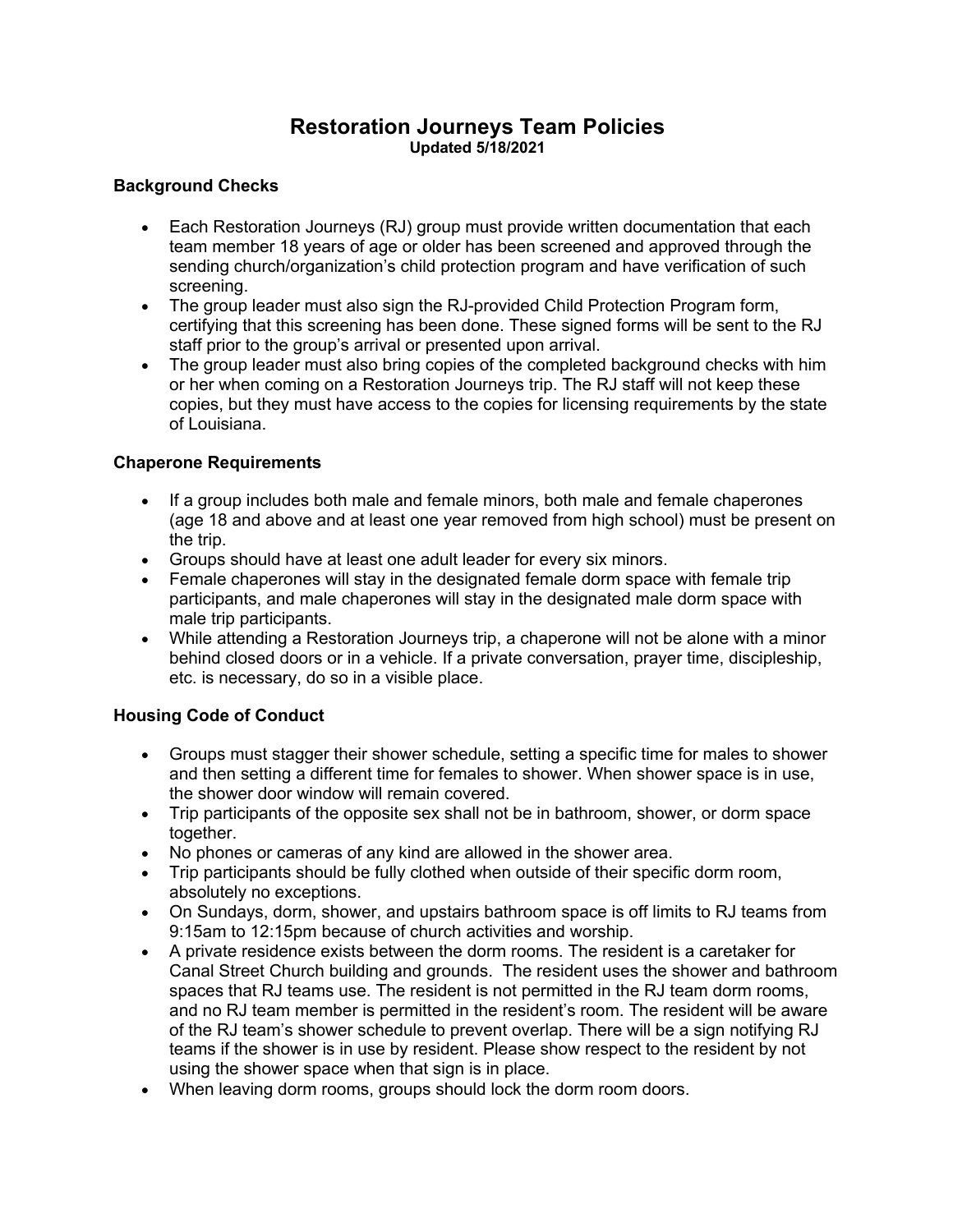# Restoration Journeys Team Policies

**Updated 5/18/2021**

## Background Checks

- Each Restoration Journeys (RJ) group must provide written documentation that each team member 18 years of age or older has been screened and approved through the sending church/organization's child protection program and have verification of such screening.
- The group leader must also sign the RJ-provided Child Protection Program form, certifying that this screening has been done. These signed forms will be sent to the RJ staff prior to the group's arrival or presented upon arrival.
- The group leader must also bring copies of the completed background checks with him or her when coming on a Restoration Journeys trip. The RJ staff will not keep these copies, but they must have access to the copies for licensing requirements by the state of Louisiana.

## Chaperone Requirements

- If a group includes both male and female minors, both male and female chaperones (age 18 and above and at least one year removed from high school) must be present on the trip.
- Groups should have at least one adult leader for every six minors.
- Female chaperones will stay in the designated female dorm space with female trip participants, and male chaperones will stay in the designated male dorm space with male trip participants.
- While attending a Restoration Journeys trip, a chaperone will not be alone with a minor behind closed doors or in a vehicle. If a private conversation, prayer time, discipleship, etc. is necessary, do so in a visible place.

## Housing Code of Conduct

- Groups must stagger their shower schedule, setting a specific time for males to shower and then setting a different time for females to shower. When shower space is in use, the shower door window will remain covered.
- Trip participants of the opposite sex shall not be in bathroom, shower, or dorm space together.
- No phones or cameras of any kind are allowed in the shower area.
- Trip participants should be fully clothed when outside of their specific dorm room, absolutely no exceptions.
- On Sundays, dorm, shower, and upstairs bathroom space is off limits to RJ teams from 9:15am to 12:15pm because of church activities and worship.
- A private residence exists between the dorm rooms. The resident is a caretaker for Canal Street Church building and grounds. The resident uses the shower and bathroom spaces that RJ teams use. The resident is not permitted in the RJ team dorm rooms, and no RJ team member is permitted in the resident's room. The resident will be aware of the RJ team's shower schedule to prevent overlap. There will be a sign notifying RJ teams if the shower is in use by resident. Please show respect to the resident by not using the shower space when that sign is in place.
- When leaving dorm rooms, groups should lock the dorm room doors.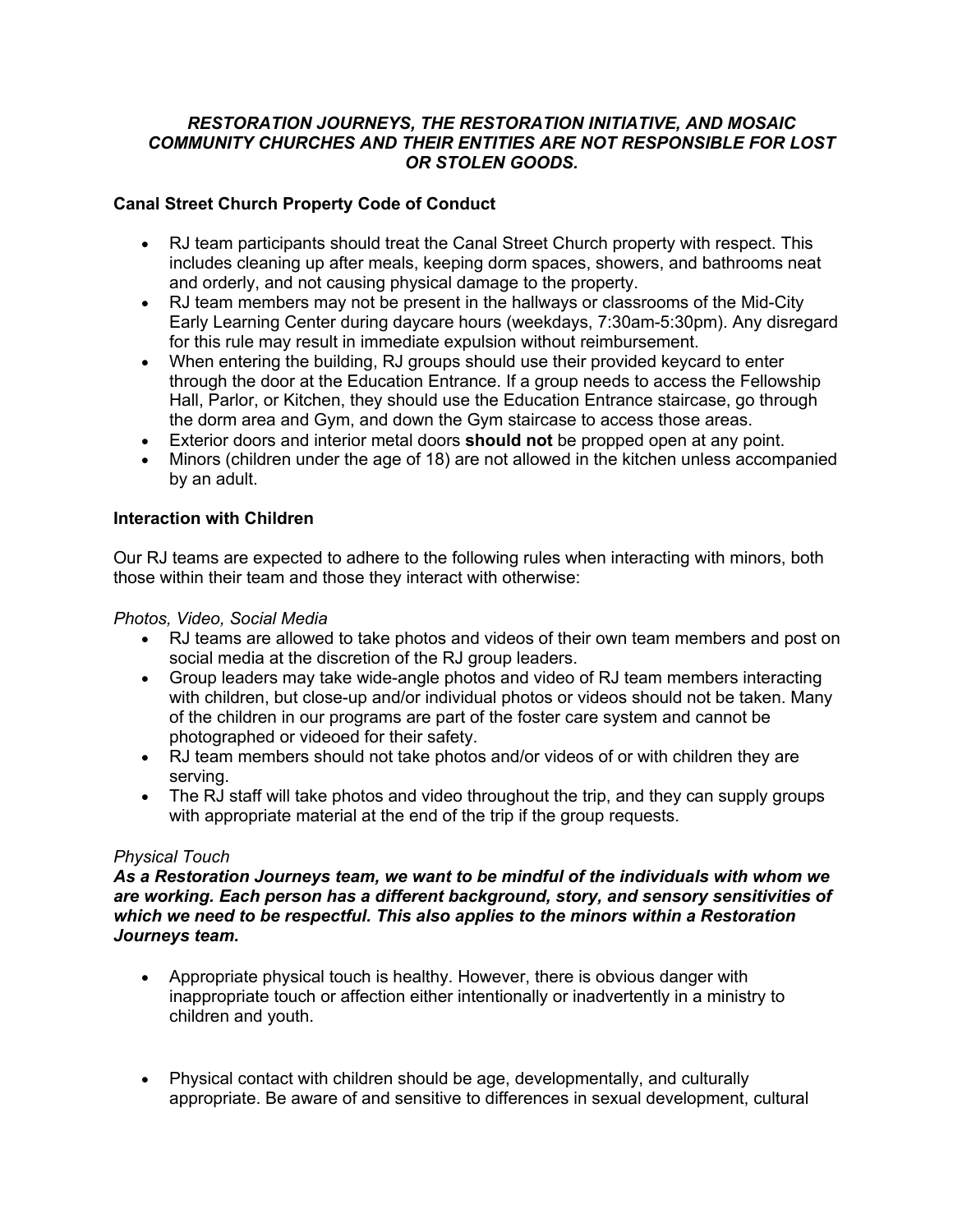***RESTORATION JOURNEYS, THE RESTORATION INITIATIVE, AND MOSAIC COMMUNITY CHURCHES AND THEIR ENTITIES ARE NOT RESPONSIBLE FOR LOST OR STOLEN GOODS.***

**Canal Street Church Property Code of Conduct**

- RJ team participants should treat the Canal Street Church property with respect. This includes cleaning up after meals, keeping dorm spaces, showers, and bathrooms neat and orderly, and not causing physical damage to the property.
- RJ team members may not be present in the hallways or classrooms of the Mid-City Early Learning Center during daycare hours (weekdays, 7:30am-5:30pm). Any disregard for this rule may result in immediate expulsion without reimbursement.
- When entering the building, RJ groups should use their provided keycard to enter through the door at the Education Entrance. If a group needs to access the Fellowship Hall, Parlor, or Kitchen, they should use the Education Entrance staircase, go through the dorm area and Gym, and down the Gym staircase to access those areas.
- Exterior doors and interior metal doors **should not** be propped open at any point.
- Minors (children under the age of 18) are not allowed in the kitchen unless accompanied by an adult.

**Interaction with Children**

Our RJ teams are expected to adhere to the following rules when interacting with minors, both those within their team and those they interact with otherwise:

*Photos, Video, Social Media*

- RJ teams are allowed to take photos and videos of their own team members and post on social media at the discretion of the RJ group leaders.
- Group leaders may take wide-angle photos and video of RJ team members interacting with children, but close-up and/or individual photos or videos should not be taken. Many of the children in our programs are part of the foster care system and cannot be photographed or videoed for their safety.
- RJ team members should not take photos and/or videos of or with children they are serving.
- The RJ staff will take photos and video throughout the trip, and they can supply groups with appropriate material at the end of the trip if the group requests.

*Physical Touch*

***As a Restoration Journeys team, we want to be mindful of the individuals with whom we are working. Each person has a different background, story, and sensory sensitivities of which we need to be respectful. This also applies to the minors within a Restoration Journeys team.***

- Appropriate physical touch is healthy. However, there is obvious danger with inappropriate touch or affection either intentionally or inadvertently in a ministry to children and youth.

- Physical contact with children should be age, developmentally, and culturally appropriate. Be aware of and sensitive to differences in sexual development, cultural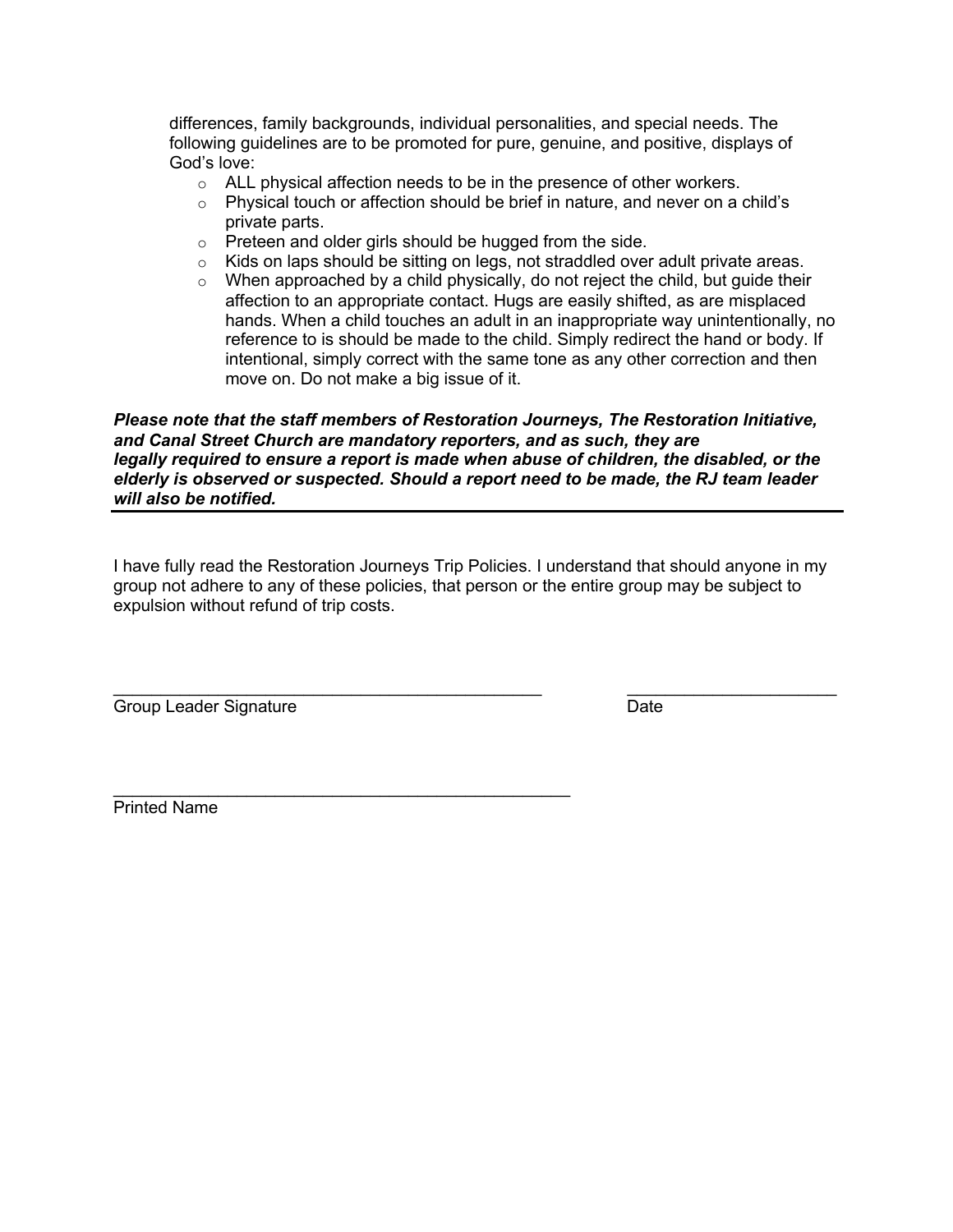differences, family backgrounds, individual personalities, and special needs. The following guidelines are to be promoted for pure, genuine, and positive, displays of God's love:

- ALL physical affection needs to be in the presence of other workers.
- Physical touch or affection should be brief in nature, and never on a child's private parts.
- Preteen and older girls should be hugged from the side.
- Kids on laps should be sitting on legs, not straddled over adult private areas.
- When approached by a child physically, do not reject the child, but guide their affection to an appropriate contact. Hugs are easily shifted, as are misplaced hands. When a child touches an adult in an inappropriate way unintentionally, no reference to is should be made to the child. Simply redirect the hand or body. If intentional, simply correct with the same tone as any other correction and then move on. Do not make a big issue of it.

***Please note that the staff members of Restoration Journeys, The Restoration Initiative, and Canal Street Church are mandatory reporters, and as such, they are legally required to ensure a report is made when abuse of children, the disabled, or the elderly is observed or suspected. Should a report need to be made, the RJ team leader will also be notified.***

---

I have fully read the Restoration Journeys Trip Policies. I understand that should anyone in my group not adhere to any of these policies, that person or the entire group may be subject to expulsion without refund of trip costs.

_______________________________________________ ______________________
Group Leader Signature Date

___________________________________________________
Printed Name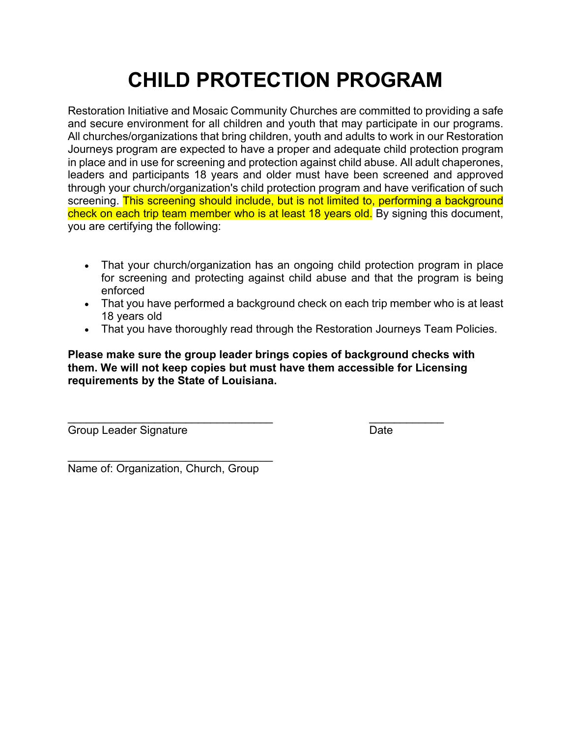# CHILD PROTECTION PROGRAM

Restoration Initiative and Mosaic Community Churches are committed to providing a safe and secure environment for all children and youth that may participate in our programs. All churches/organizations that bring children, youth and adults to work in our Restoration Journeys program are expected to have a proper and adequate child protection program in place and in use for screening and protection against child abuse. All adult chaperones, leaders and participants 18 years and older must have been screened and approved through your church/organization's child protection program and have verification of such screening. This screening should include, but is not limited to, performing a background check on each trip team member who is at least 18 years old. By signing this document, you are certifying the following:

- That your church/organization has an ongoing child protection program in place for screening and protecting against child abuse and that the program is being enforced
- That you have performed a background check on each trip member who is at least 18 years old
- That you have thoroughly read through the Restoration Journeys Team Policies.

**Please make sure the group leader brings copies of background checks with them. We will not keep copies but must have them accessible for Licensing requirements by the State of Louisiana.**

_________________________________ ____________
Group Leader Signature Date

_________________________________
Name of: Organization, Church, Group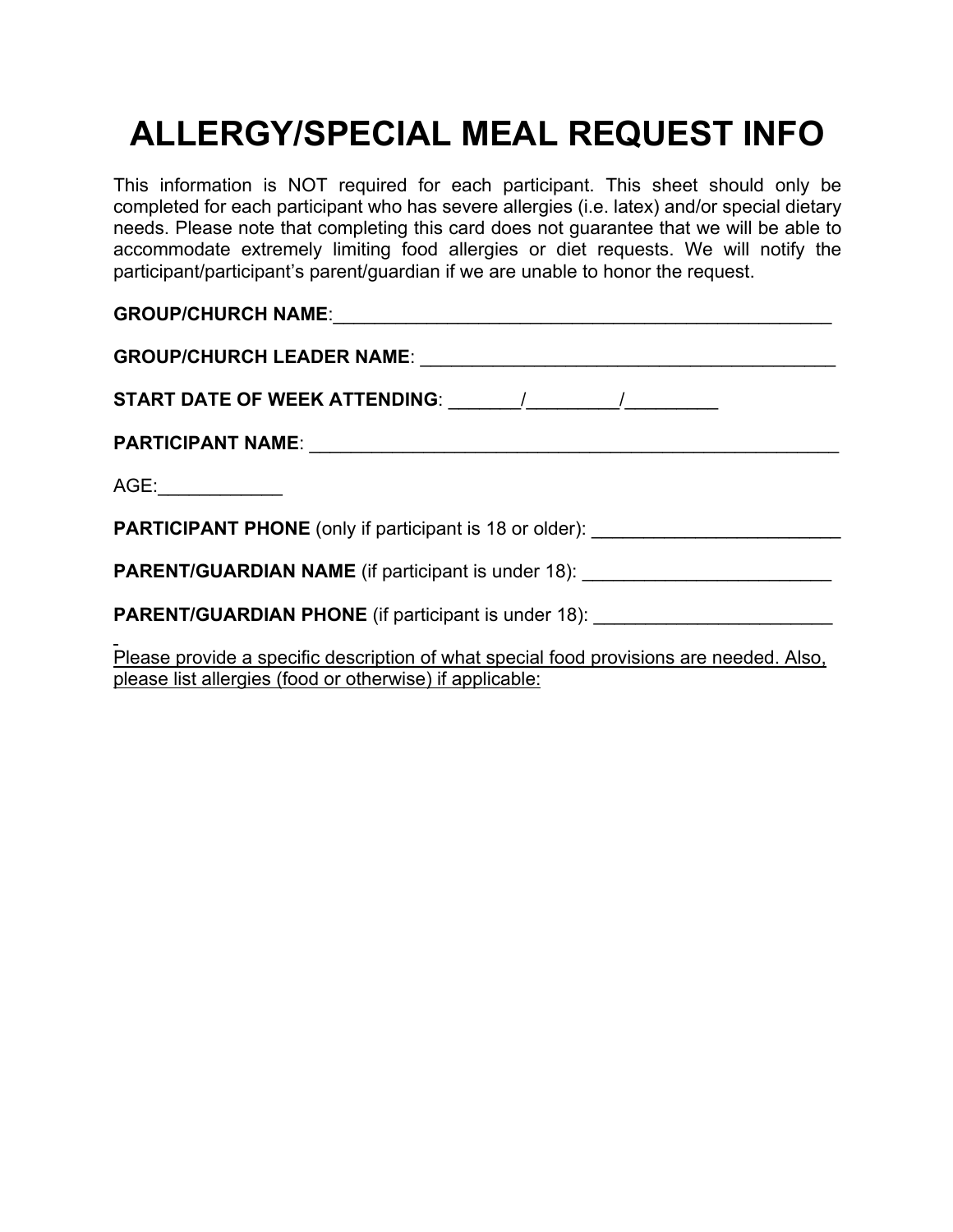# ALLERGY/SPECIAL MEAL REQUEST INFO

This information is NOT required for each participant. This sheet should only be completed for each participant who has severe allergies (i.e. latex) and/or special dietary needs. Please note that completing this card does not guarantee that we will be able to accommodate extremely limiting food allergies or diet requests. We will notify the participant/participant's parent/guardian if we are unable to honor the request.

**GROUP/CHURCH NAME**:___________________________________________________

**GROUP/CHURCH LEADER NAME**: _________________________________________

**START DATE OF WEEK ATTENDING**: _______/_________/_________

**PARTICIPANT NAME**: _____________________________________________________

AGE:____________

**PARTICIPANT PHONE** (only if participant is 18 or older): ________________________

**PARENT/GUARDIAN NAME** (if participant is under 18): ________________________

**PARENT/GUARDIAN PHONE** (if participant is under 18): _______________________

<u>Please provide a specific description of what special food provisions are needed. Also, please list allergies (food or otherwise) if applicable:</u>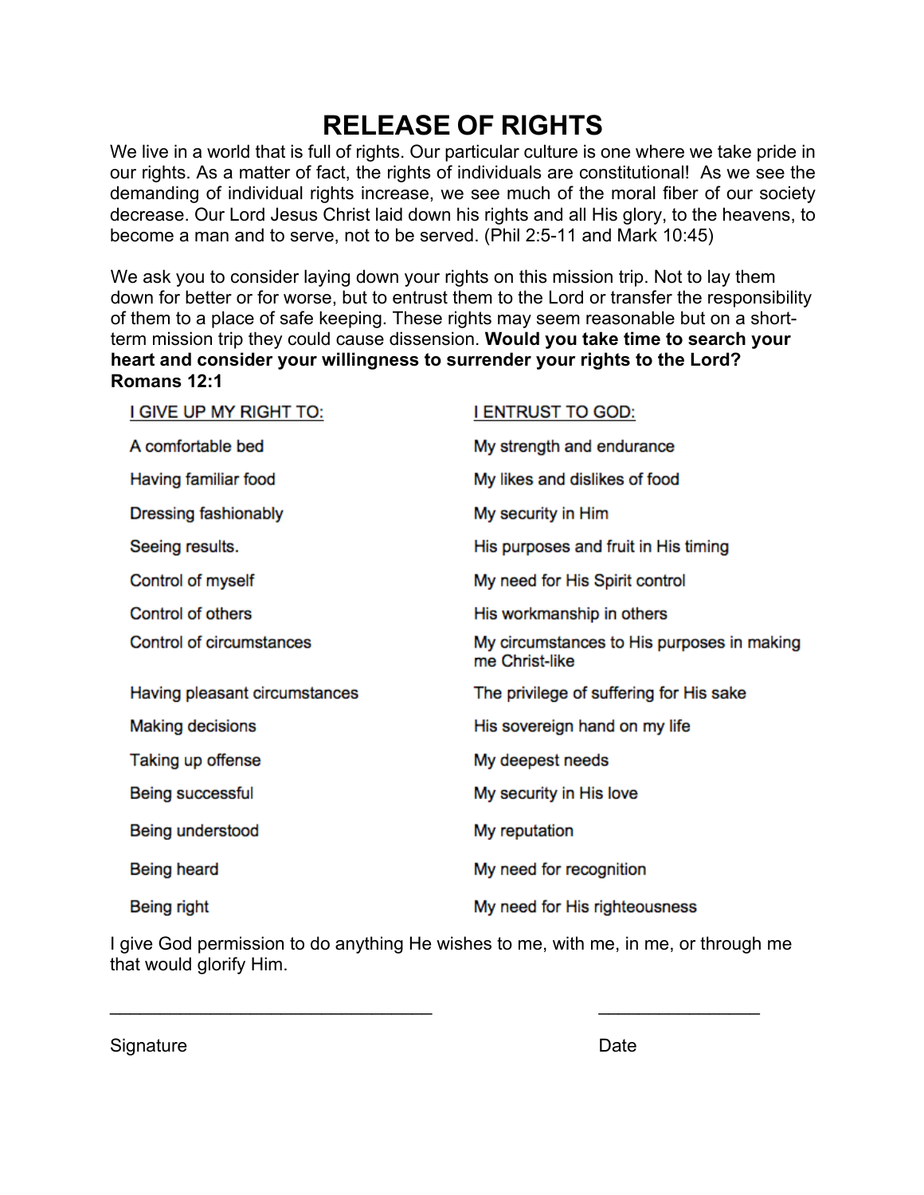# RELEASE OF RIGHTS

We live in a world that is full of rights. Our particular culture is one where we take pride in our rights. As a matter of fact, the rights of individuals are constitutional! As we see the demanding of individual rights increase, we see much of the moral fiber of our society decrease. Our Lord Jesus Christ laid down his rights and all His glory, to the heavens, to become a man and to serve, not to be served. (Phil 2:5-11 and Mark 10:45)

We ask you to consider laying down your rights on this mission trip. Not to lay them down for better or for worse, but to entrust them to the Lord or transfer the responsibility of them to a place of safe keeping. These rights may seem reasonable but on a short-term mission trip they could cause dissension. **Would you take time to search your heart and consider your willingness to surrender your rights to the Lord? Romans 12:1**

| I GIVE UP MY RIGHT TO: | I ENTRUST TO GOD: |
|---|---|
| A comfortable bed | My strength and endurance |
| Having familiar food | My likes and dislikes of food |
| Dressing fashionably | My security in Him |
| Seeing results. | His purposes and fruit in His timing |
| Control of myself | My need for His Spirit control |
| Control of others | His workmanship in others |
| Control of circumstances | My circumstances to His purposes in making me Christ-like |
| Having pleasant circumstances | The privilege of suffering for His sake |
| Making decisions | His sovereign hand on my life |
| Taking up offense | My deepest needs |
| Being successful | My security in His love |
| Being understood | My reputation |
| Being heard | My need for recognition |
| Being right | My need for His righteousness |

I give God permission to do anything He wishes to me, with me, in me, or through me that would glorify Him.

\_\_\_\_\_\_\_\_\_\_\_\_\_\_\_\_\_\_\_\_\_\_\_\_\_\_\_\_\_\_\_\_ \_\_\_\_\_\_\_\_\_\_\_\_\_\_\_\_

Signature Date